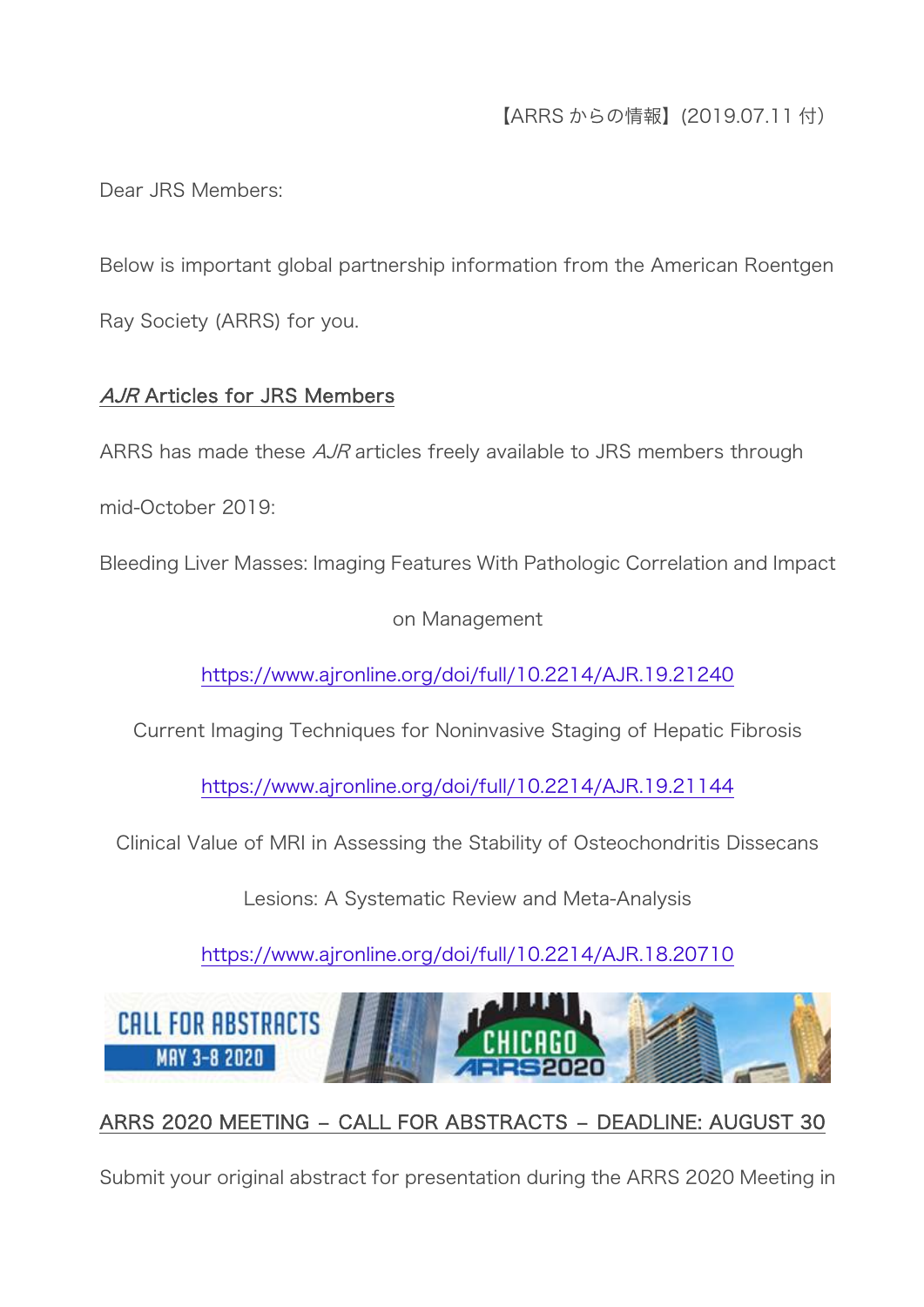【ARRS からの情報】(2019.07.11 付)

Dear JRS Members:

Below is important global partnership information from the American Roentgen Ray Society (ARRS) for you.

## *AJR* Articles for JRS Members

ARRS has made these *AJR* articles freely available to JRS members through mid-October 2019:

Bleeding Liver Masses: Imaging Features With Pathologic Correlation and Impact on Management

https://www.ajronline.org/doi/full/10.2214/AJR.19.21240

Current Imaging Techniques for Noninvasive Staging of Hepatic Fibrosis

https://www.ajronline.org/doi/full/10.2214/AJR.19.21144

Clinical Value of MRI in Assessing the Stability of Osteochondritis Dissecans Lesions: A Systematic Review and Meta-Analysis

https://www.ajronline.org/doi/full/10.2214/AJR.18.20710

CALL FOR ABSTRACTS MAY 3-8 2020 CHICAGO ARRS2020

## ARRS 2020 MEETING – CALL FOR ABSTRACTS – DEADLINE: AUGUST 30

Submit your original abstract for presentation during the ARRS 2020 Meeting in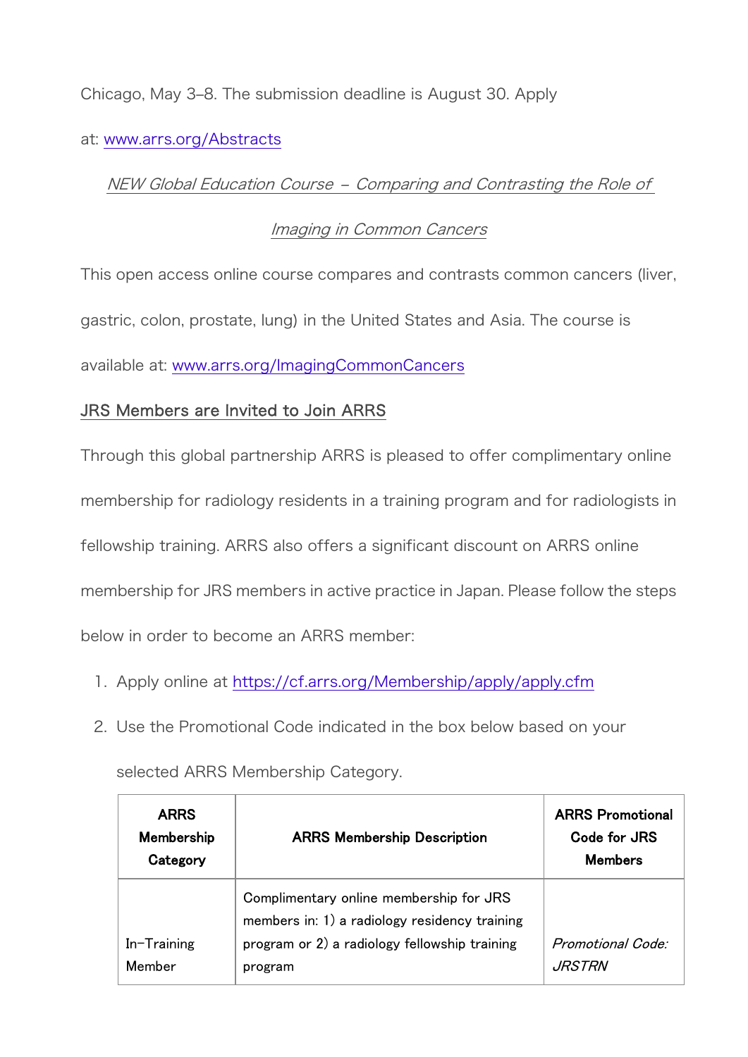Chicago, May 3–8. The submission deadline is August 30. Apply at: [www.arrs.org/Abstracts](www.arrs.org/Abstracts)

*NEW Global Education Course – Comparing and Contrasting the Role of Imaging in Common Cancers*

This open access online course compares and contrasts common cancers (liver, gastric, colon, prostate, lung) in the United States and Asia. The course is available at: [www.arrs.org/ImagingCommonCancers](www.arrs.org/ImagingCommonCancers)

JRS Members are Invited to Join ARRS

Through this global partnership ARRS is pleased to offer complimentary online membership for radiology residents in a training program and for radiologists in fellowship training. ARRS also offers a significant discount on ARRS online membership for JRS members in active practice in Japan. Please follow the steps below in order to become an ARRS member:

1. Apply online at [https://cf.arrs.org/Membership/apply/apply.cfm](https://cf.arrs.org/Membership/apply/apply.cfm)
2. Use the Promotional Code indicated in the box below based on your selected ARRS Membership Category.

| ARRS Membership Category | ARRS Membership Description | ARRS Promotional Code for JRS Members |
|---|---|---|
| In-Training Member | Complimentary online membership for JRS members in: 1) a radiology residency training program or 2) a radiology fellowship training program | *Promotional Code: JRSTRN* |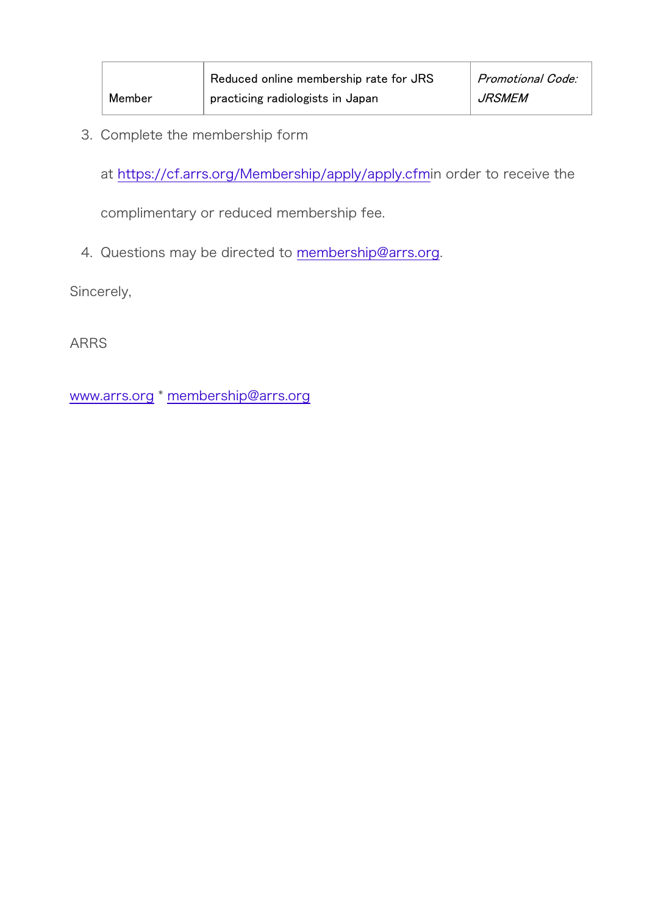| | | |
|---|---|---|
| Member | Reduced online membership rate for JRS practicing radiologists in Japan | *Promotional Code: JRSMEM* |

3. Complete the membership form at https://cf.arrs.org/Membership/apply/apply.cfmin order to receive the complimentary or reduced membership fee.
4. Questions may be directed to membership@arrs.org.

Sincerely,

ARRS

www.arrs.org * membership@arrs.org